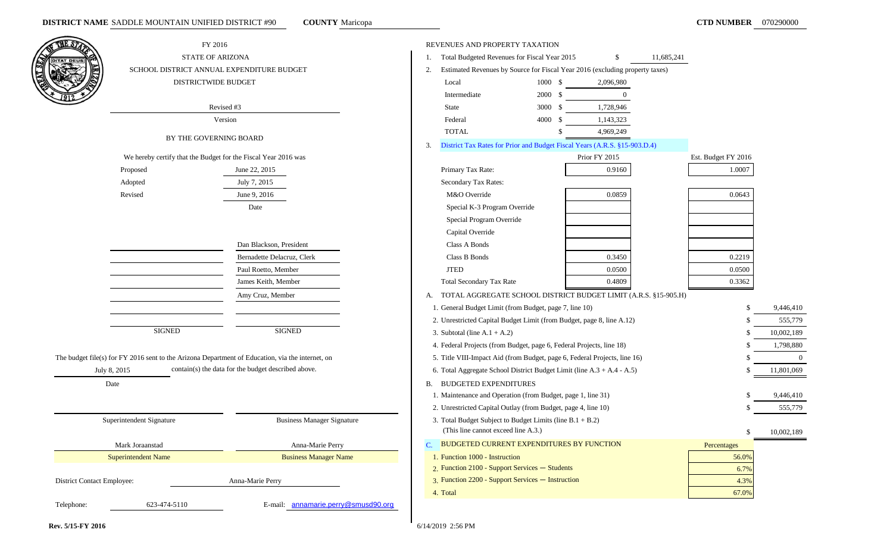**DISTRICT NAME** SADDLE MOUNTAIN UNIFIED DISTRICT #90 **COUNTY** Maricopa **CTD NUMBER** 070290000

FY 2016

STATE OF ARIZONA

SCHOOL DISTRICT ANNUAL EXPENDITURE BUDGET

DISTRICTWIDE BUDGET

Revised #3

Version

BY THE GOVERNING BOARD

We hereby certify that the Budget for the Fiscal Year 2016 was

| | Date |
|---|---|
| Proposed | June 22, 2015 |
| Adopted | July 7, 2015 |
| Revised | June 9, 2016 |

| SIGNED | SIGNED |
|---|---|
| | Dan Blackson, President |
| | Bernadette Delacruz, Clerk |
| | Paul Roetto, Member |
| | James Keith, Member |
| | Amy Cruz, Member |

The budget file(s) for FY 2016 sent to the Arizona Department of Education, via the internet, on July 8, 2015 contain(s) the data for the budget described above.

Date

| Superintendent Signature | Business Manager Signature |
|---|---|
| Mark Joraanstad | Anna-Marie Perry |
| Superintendent Name | Business Manager Name |

District Contact Employee: Anna-Marie Perry

Telephone: 623-474-5110 E-mail: annamarie.perry@smusd90.org

## REVENUES AND PROPERTY TAXATION

1. Total Budgeted Revenues for Fiscal Year 2015 $ 11,685,241
2. Estimated Revenues by Source for Fiscal Year 2016 (excluding property taxes)

| Source | Code | Amount |
|---|---|---|
| Local | 1000 | $ 2,096,980 |
| Intermediate | 2000 | $ 0 |
| State | 3000 | $ 1,728,946 |
| Federal | 4000 | $ 1,143,323 |
| TOTAL | | $ 4,969,249 |

3. District Tax Rates for Prior and Budget Fiscal Years (A.R.S. §15-903.D.4)

| | Prior FY 2015 | Est. Budget FY 2016 |
|---|---|---|
| Primary Tax Rate: | 0.9160 | 1.0007 |
| Secondary Tax Rates: | | |
| M&O Override | 0.0859 | 0.0643 |
| Special K-3 Program Override | | |
| Special Program Override | | |
| Capital Override | | |
| Class A Bonds | | |
| Class B Bonds | 0.3450 | 0.2219 |
| JTED | 0.0500 | 0.0500 |
| Total Secondary Tax Rate | 0.4809 | 0.3362 |

A. TOTAL AGGREGATE SCHOOL DISTRICT BUDGET LIMIT (A.R.S. §15-905.H)

| | |
|---|---|
| 1. General Budget Limit (from Budget, page 7, line 10) | $ 9,446,410 |
| 2. Unrestricted Capital Budget Limit (from Budget, page 8, line A.12) | $ 555,779 |
| 3. Subtotal (line A.1 + A.2) | $ 10,002,189 |
| 4. Federal Projects (from Budget, page 6, Federal Projects, line 18) | $ 1,798,880 |
| 5. Title VIII-Impact Aid (from Budget, page 6, Federal Projects, line 16) | $ 0 |
| 6. Total Aggregate School District Budget Limit (line A.3 + A.4 - A.5) | $ 11,801,069 |

B. BUDGETED EXPENDITURES

| | |
|---|---|
| 1. Maintenance and Operation (from Budget, page 1, line 31) | $ 9,446,410 |
| 2. Unrestricted Capital Outlay (from Budget, page 4, line 10) | $ 555,779 |
| 3. Total Budget Subject to Budget Limits (line B.1 + B.2) (This line cannot exceed line A.3.) | $ 10,002,189 |

C. BUDGETED CURRENT EXPENDITURES BY FUNCTION

| | Percentages |
|---|---|
| 1. Function 1000 - Instruction | 56.0% |
| 2. Function 2100 - Support Services — Students | 6.7% |
| 3. Function 2200 - Support Services — Instruction | 4.3% |
| 4. Total | 67.0% |

Rev. 5/15-FY 2016 6/14/2019 2:56 PM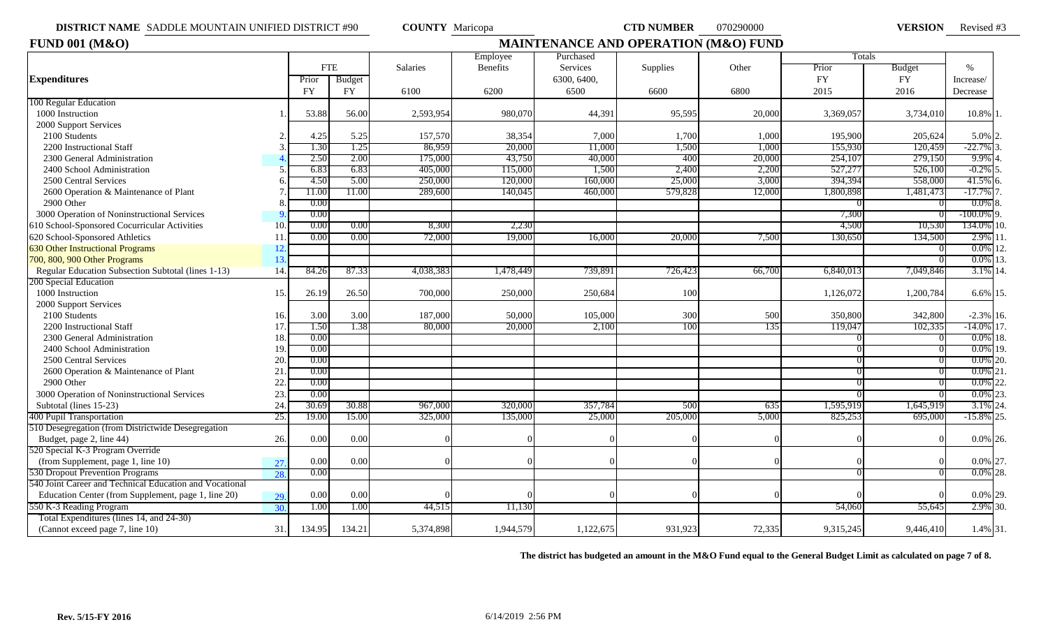**DISTRICT NAME** SADDLE MOUNTAIN UNIFIED DISTRICT #90 **COUNTY** Maricopa **CTD NUMBER** 070290000 **VERSION** Revised #3

# FUND 001 (M&O) — MAINTENANCE AND OPERATION (M&O) FUND

| Expenditures | | FTE Prior FY | FTE Budget FY | Salaries 6100 | Employee Benefits 6200 | Purchased Services 6300, 6400, 6500 | Supplies 6600 | Other 6800 | Totals Prior FY 2015 | Totals Budget FY 2016 | % Increase/ Decrease | |
|---|---|---|---|---|---|---|---|---|---|---|---|---|
| **100 Regular Education** | | | | | | | | | | | | |
| 1000 Instruction | 1. | 53.88 | 56.00 | 2,593,954 | 980,070 | 44,391 | 95,595 | 20,000 | 3,369,057 | 3,734,010 | 10.8% | 1. |
| 2000 Support Services | | | | | | | | | | | | |
| 2100 Students | 2. | 4.25 | 5.25 | 157,570 | 38,354 | 7,000 | 1,700 | 1,000 | 195,900 | 205,624 | 5.0% | 2. |
| 2200 Instructional Staff | 3. | 1.30 | 1.25 | 86,959 | 20,000 | 11,000 | 1,500 | 1,000 | 155,930 | 120,459 | -22.7% | 3. |
| 2300 General Administration | 4. | 2.50 | 2.00 | 175,000 | 43,750 | 40,000 | 400 | 20,000 | 254,107 | 279,150 | 9.9% | 4. |
| 2400 School Administration | 5. | 6.83 | 6.83 | 405,000 | 115,000 | 1,500 | 2,400 | 2,200 | 527,277 | 526,100 | -0.2% | 5. |
| 2500 Central Services | 6. | 4.50 | 5.00 | 250,000 | 120,000 | 160,000 | 25,000 | 3,000 | 394,394 | 558,000 | 41.5% | 6. |
| 2600 Operation & Maintenance of Plant | 7. | 11.00 | 11.00 | 289,600 | 140,045 | 460,000 | 579,828 | 12,000 | 1,800,898 | 1,481,473 | -17.7% | 7. |
| 2900 Other | 8. | 0.00 | | | | | | | 0 | 0 | 0.0% | 8. |
| 3000 Operation of Noninstructional Services | 9. | 0.00 | | | | | | | 7,300 | 0 | -100.0% | 9. |
| 610 School-Sponsored Cocurricular Activities | 10. | 0.00 | 0.00 | 8,300 | 2,230 | | | | 4,500 | 10,530 | 134.0% | 10. |
| 620 School-Sponsored Athletics | 11. | 0.00 | 0.00 | 72,000 | 19,000 | 16,000 | 20,000 | 7,500 | 130,650 | 134,500 | 2.9% | 11. |
| 630 Other Instructional Programs | 12. | | | | | | | | | 0 | 0.0% | 12. |
| 700, 800, 900 Other Programs | 13. | | | | | | | | | 0 | 0.0% | 13. |
| Regular Education Subsection Subtotal (lines 1-13) | 14. | 84.26 | 87.33 | 4,038,383 | 1,478,449 | 739,891 | 726,423 | 66,700 | 6,840,013 | 7,049,846 | 3.1% | 14. |
| **200 Special Education** | | | | | | | | | | | | |
| 1000 Instruction | 15. | 26.19 | 26.50 | 700,000 | 250,000 | 250,684 | 100 | | 1,126,072 | 1,200,784 | 6.6% | 15. |
| 2000 Support Services | | | | | | | | | | | | |
| 2100 Students | 16. | 3.00 | 3.00 | 187,000 | 50,000 | 105,000 | 300 | 500 | 350,800 | 342,800 | -2.3% | 16. |
| 2200 Instructional Staff | 17. | 1.50 | 1.38 | 80,000 | 20,000 | 2,100 | 100 | 135 | 119,047 | 102,335 | -14.0% | 17. |
| 2300 General Administration | 18. | 0.00 | | | | | | | 0 | 0 | 0.0% | 18. |
| 2400 School Administration | 19. | 0.00 | | | | | | | 0 | 0 | 0.0% | 19. |
| 2500 Central Services | 20. | 0.00 | | | | | | | 0 | 0 | 0.0% | 20. |
| 2600 Operation & Maintenance of Plant | 21. | 0.00 | | | | | | | 0 | 0 | 0.0% | 21. |
| 2900 Other | 22. | 0.00 | | | | | | | 0 | 0 | 0.0% | 22. |
| 3000 Operation of Noninstructional Services | 23. | 0.00 | | | | | | | 0 | 0 | 0.0% | 23. |
| Subtotal (lines 15-23) | 24. | 30.69 | 30.88 | 967,000 | 320,000 | 357,784 | 500 | 635 | 1,595,919 | 1,645,919 | 3.1% | 24. |
| 400 Pupil Transportation | 25. | 19.00 | 15.00 | 325,000 | 135,000 | 25,000 | 205,000 | 5,000 | 825,253 | 695,000 | -15.8% | 25. |
| 510 Desegregation (from Districtwide Desegregation Budget, page 2, line 44) | 26. | 0.00 | 0.00 | 0 | 0 | 0 | 0 | 0 | 0 | 0 | 0.0% | 26. |
| 520 Special K-3 Program Override (from Supplement, page 1, line 10) | 27. | 0.00 | 0.00 | 0 | 0 | 0 | 0 | 0 | 0 | 0 | 0.0% | 27. |
| 530 Dropout Prevention Programs | 28. | 0.00 | | | | | | | 0 | 0 | 0.0% | 28. |
| 540 Joint Career and Technical Education and Vocational Education Center (from Supplement, page 1, line 20) | 29. | 0.00 | 0.00 | 0 | 0 | 0 | 0 | 0 | 0 | 0 | 0.0% | 29. |
| 550 K-3 Reading Program | 30. | 1.00 | 1.00 | 44,515 | 11,130 | | | | 54,060 | 55,645 | 2.9% | 30. |
| Total Expenditures (lines 14, and 24-30) (Cannot exceed page 7, line 10) | 31. | 134.95 | 134.21 | 5,374,898 | 1,944,579 | 1,122,675 | 931,923 | 72,335 | 9,315,245 | 9,446,410 | 1.4% | 31. |

**The district has budgeted an amount in the M&O Fund equal to the General Budget Limit as calculated on page 7 of 8.**

**Rev. 5/15-FY 2016** 6/14/2019 2:56 PM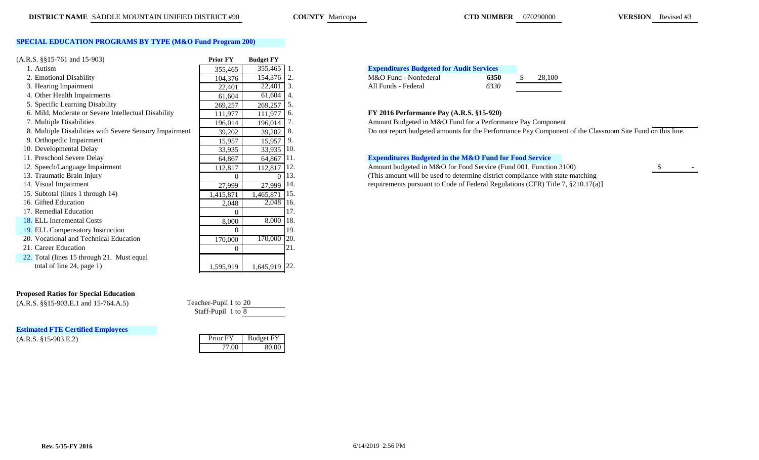**DISTRICT NAME** SADDLE MOUNTAIN UNIFIED DISTRICT #90 **COUNTY** Maricopa **CTD NUMBER** 070290000 **VERSION** Revised #3

## SPECIAL EDUCATION PROGRAMS BY TYPE (M&O Fund Program 200)

| (A.R.S. §§15-761 and 15-903) | Prior FY | Budget FY | |
|---|---|---|---|
| 1. Autism | 355,465 | 355,465 | 1. |
| 2. Emotional Disability | 104,376 | 154,376 | 2. |
| 3. Hearing Impairment | 22,401 | 22,401 | 3. |
| 4. Other Health Impairments | 61,604 | 61,604 | 4. |
| 5. Specific Learning Disability | 269,257 | 269,257 | 5. |
| 6. Mild, Moderate or Severe Intellectual Disability | 111,977 | 111,977 | 6. |
| 7. Multiple Disabilities | 196,014 | 196,014 | 7. |
| 8. Multiple Disabilities with Severe Sensory Impairment | 39,202 | 39,202 | 8. |
| 9. Orthopedic Impairment | 15,957 | 15,957 | 9. |
| 10. Developmental Delay | 33,935 | 33,935 | 10. |
| 11. Preschool Severe Delay | 64,867 | 64,867 | 11. |
| 12. Speech/Language Impairment | 112,817 | 112,817 | 12. |
| 13. Traumatic Brain Injury | 0 | 0 | 13. |
| 14. Visual Impairment | 27,999 | 27,999 | 14. |
| 15. Subtotal (lines 1 through 14) | 1,415,871 | 1,465,871 | 15. |
| 16. Gifted Education | 2,048 | 2,048 | 16. |
| 17. Remedial Education | 0 | | 17. |
| 18. ELL Incremental Costs | 8,000 | 8,000 | 18. |
| 19. ELL Compensatory Instruction | 0 | | 19. |
| 20. Vocational and Technical Education | 170,000 | 170,000 | 20. |
| 21. Career Education | 0 | | 21. |
| 22. Total (lines 15 through 21. Must equal total of line 24, page 1) | 1,595,919 | 1,645,919 | 22. |

### Proposed Ratios for Special Education

(A.R.S. §§15-903.E.1 and 15-764.A.5)

Teacher-Pupil 1 to 20

Staff-Pupil 1 to 8

### Estimated FTE Certified Employees

(A.R.S. §15-903.E.2)

| Prior FY | Budget FY |
|---|---|
| 77.00 | 80.00 |

### Expenditures Budgeted for Audit Services

| | | |
|---|---|---|
| M&O Fund - Nonfederal | **6350** | $ 28,100 |
| All Funds - Federal | *6330* | |

### FY 2016 Performance Pay (A.R.S. §15-920)

Amount Budgeted in M&O Fund for a Performance Pay Component

Do not report budgeted amounts for the Performance Pay Component of the Classroom Site Fund on this line.

### Expenditures Budgeted in the M&O Fund for Food Service

Amount budgeted in M&O for Food Service (Fund 001, Function 3100) $ -

(This amount will be used to determine district compliance with state matching requirements pursuant to Code of Federal Regulations (CFR) Title 7, §210.17(a)]

Rev. 5/15-FY 2016 6/14/2019 2:56 PM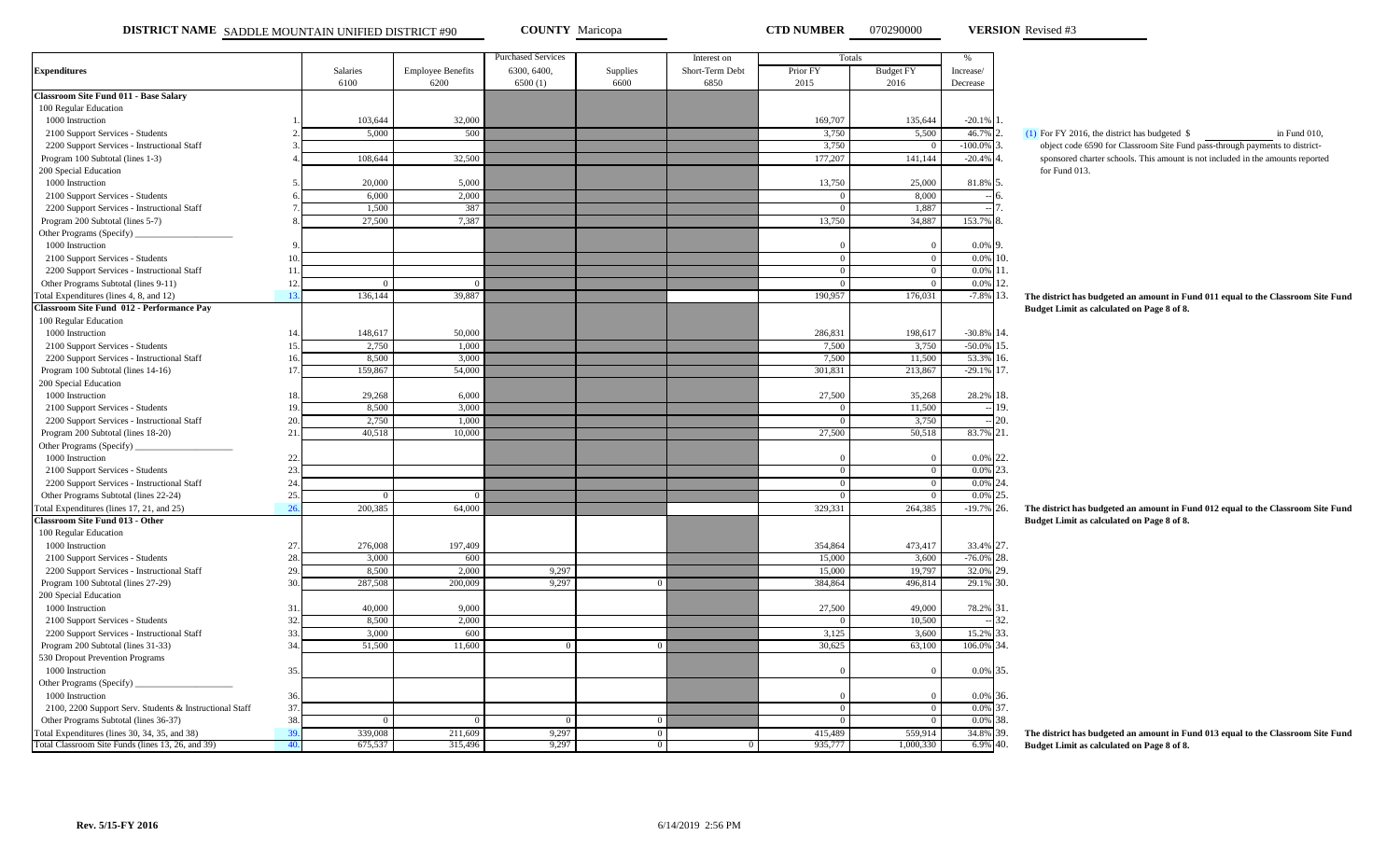**DISTRICT NAME** SADDLE MOUNTAIN UNIFIED DISTRICT #90 **COUNTY** Maricopa **CTD NUMBER** 070290000 **VERSION** Revised #3

| Expenditures | | Salaries 6100 | Employee Benefits 6200 | Purchased Services 6300, 6400, 6500 (1) | Supplies 6600 | Interest on Short-Term Debt 6850 | Totals Prior FY 2015 | Totals Budget FY 2016 | % Increase/ Decrease | |
|---|---|---|---|---|---|---|---|---|---|---|
| **Classroom Site Fund 011 - Base Salary** | | | | | | | | | | |
| 100 Regular Education | | | | | | | | | | |
| 1000 Instruction | 1. | 103,644 | 32,000 | | | | 169,707 | 135,644 | -20.1% | 1. |
| 2100 Support Services - Students | 2. | 5,000 | 500 | | | | 3,750 | 5,500 | 46.7% | 2. |
| 2200 Support Services - Instructional Staff | 3. | | | | | | 3,750 | 0 | -100.0% | 3. |
| Program 100 Subtotal (lines 1-3) | 4. | 108,644 | 32,500 | | | | 177,207 | 141,144 | -20.4% | 4. |
| 200 Special Education | | | | | | | | | | |
| 1000 Instruction | 5. | 20,000 | 5,000 | | | | 13,750 | 25,000 | 81.8% | 5. |
| 2100 Support Services - Students | 6. | 6,000 | 2,000 | | | | 0 | 8,000 | -- | 6. |
| 2200 Support Services - Instructional Staff | 7. | 1,500 | 387 | | | | 0 | 1,887 | -- | 7. |
| Program 200 Subtotal (lines 5-7) | 8. | 27,500 | 7,387 | | | | 13,750 | 34,887 | 153.7% | 8. |
| Other Programs (Specify) ____________ | | | | | | | | | | |
| 1000 Instruction | 9. | | | | | | 0 | 0 | 0.0% | 9. |
| 2100 Support Services - Students | 10. | | | | | | 0 | 0 | 0.0% | 10. |
| 2200 Support Services - Instructional Staff | 11. | | | | | | 0 | 0 | 0.0% | 11. |
| Other Programs Subtotal (lines 9-11) | 12. | 0 | 0 | | | | 0 | 0 | 0.0% | 12. |
| Total Expenditures (lines 4, 8, and 12) | 13. | 136,144 | 39,887 | | | | 190,957 | 176,031 | -7.8% | 13. |
| **Classroom Site Fund 012 - Performance Pay** | | | | | | | | | | |
| 100 Regular Education | | | | | | | | | | |
| 1000 Instruction | 14. | 148,617 | 50,000 | | | | 286,831 | 198,617 | -30.8% | 14. |
| 2100 Support Services - Students | 15. | 2,750 | 1,000 | | | | 7,500 | 3,750 | -50.0% | 15. |
| 2200 Support Services - Instructional Staff | 16. | 8,500 | 3,000 | | | | 7,500 | 11,500 | 53.3% | 16. |
| Program 100 Subtotal (lines 14-16) | 17. | 159,867 | 54,000 | | | | 301,831 | 213,867 | -29.1% | 17. |
| 200 Special Education | | | | | | | | | | |
| 1000 Instruction | 18. | 29,268 | 6,000 | | | | 27,500 | 35,268 | 28.2% | 18. |
| 2100 Support Services - Students | 19. | 8,500 | 3,000 | | | | 0 | 11,500 | -- | 19. |
| 2200 Support Services - Instructional Staff | 20. | 2,750 | 1,000 | | | | 0 | 3,750 | -- | 20. |
| Program 200 Subtotal (lines 18-20) | 21. | 40,518 | 10,000 | | | | 27,500 | 50,518 | 83.7% | 21. |
| Other Programs (Specify) ____________ | | | | | | | | | | |
| 1000 Instruction | 22. | | | | | | 0 | 0 | 0.0% | 22. |
| 2100 Support Services - Students | 23. | | | | | | 0 | 0 | 0.0% | 23. |
| 2200 Support Services - Instructional Staff | 24. | | | | | | 0 | 0 | 0.0% | 24. |
| Other Programs Subtotal (lines 22-24) | 25. | 0 | 0 | | | | 0 | 0 | 0.0% | 25. |
| Total Expenditures (lines 17, 21, and 25) | 26. | 200,385 | 64,000 | | | | 329,331 | 264,385 | -19.7% | 26. |
| **Classroom Site Fund 013 - Other** | | | | | | | | | | |
| 100 Regular Education | | | | | | | | | | |
| 1000 Instruction | 27. | 276,008 | 197,409 | | | | 354,864 | 473,417 | 33.4% | 27. |
| 2100 Support Services - Students | 28. | 3,000 | 600 | | | | 15,000 | 3,600 | -76.0% | 28. |
| 2200 Support Services - Instructional Staff | 29. | 8,500 | 2,000 | 9,297 | | | 15,000 | 19,797 | 32.0% | 29. |
| Program 100 Subtotal (lines 27-29) | 30. | 287,508 | 200,009 | 9,297 | 0 | | 384,864 | 496,814 | 29.1% | 30. |
| 200 Special Education | | | | | | | | | | |
| 1000 Instruction | 31. | 40,000 | 9,000 | | | | 27,500 | 49,000 | 78.2% | 31. |
| 2100 Support Services - Students | 32. | 8,500 | 2,000 | | | | 0 | 10,500 | -- | 32. |
| 2200 Support Services - Instructional Staff | 33. | 3,000 | 600 | | | | 3,125 | 3,600 | 15.2% | 33. |
| Program 200 Subtotal (lines 31-33) | 34. | 51,500 | 11,600 | 0 | 0 | | 30,625 | 63,100 | 106.0% | 34. |
| 530 Dropout Prevention Programs | | | | | | | | | | |
| 1000 Instruction | 35. | | | | | | 0 | 0 | 0.0% | 35. |
| Other Programs (Specify) ____________ | | | | | | | | | | |
| 1000 Instruction | 36. | | | | | | 0 | 0 | 0.0% | 36. |
| 2100, 2200 Support Serv. Students & Instructional Staff | 37. | | | | | | 0 | 0 | 0.0% | 37. |
| Other Programs Subtotal (lines 36-37) | 38. | 0 | 0 | 0 | 0 | | 0 | 0 | 0.0% | 38. |
| Total Expenditures (lines 30, 34, 35, and 38) | 39. | 339,008 | 211,609 | 9,297 | 0 | | 415,489 | 559,914 | 34.8% | 39. |
| Total Classroom Site Funds (lines 13, 26, and 39) | 40. | 675,537 | 315,496 | 9,297 | 0 | 0 | 935,777 | 1,000,330 | 6.9% | 40. |

(1) For FY 2016, the district has budgeted $ ____________ in Fund 010, object code 6590 for Classroom Site Fund pass-through payments to district-sponsored charter schools. This amount is not included in the amounts reported for Fund 013.

**The district has budgeted an amount in Fund 011 equal to the Classroom Site Fund Budget Limit as calculated on Page 8 of 8.**

**The district has budgeted an amount in Fund 012 equal to the Classroom Site Fund Budget Limit as calculated on Page 8 of 8.**

**The district has budgeted an amount in Fund 013 equal to the Classroom Site Fund Budget Limit as calculated on Page 8 of 8.**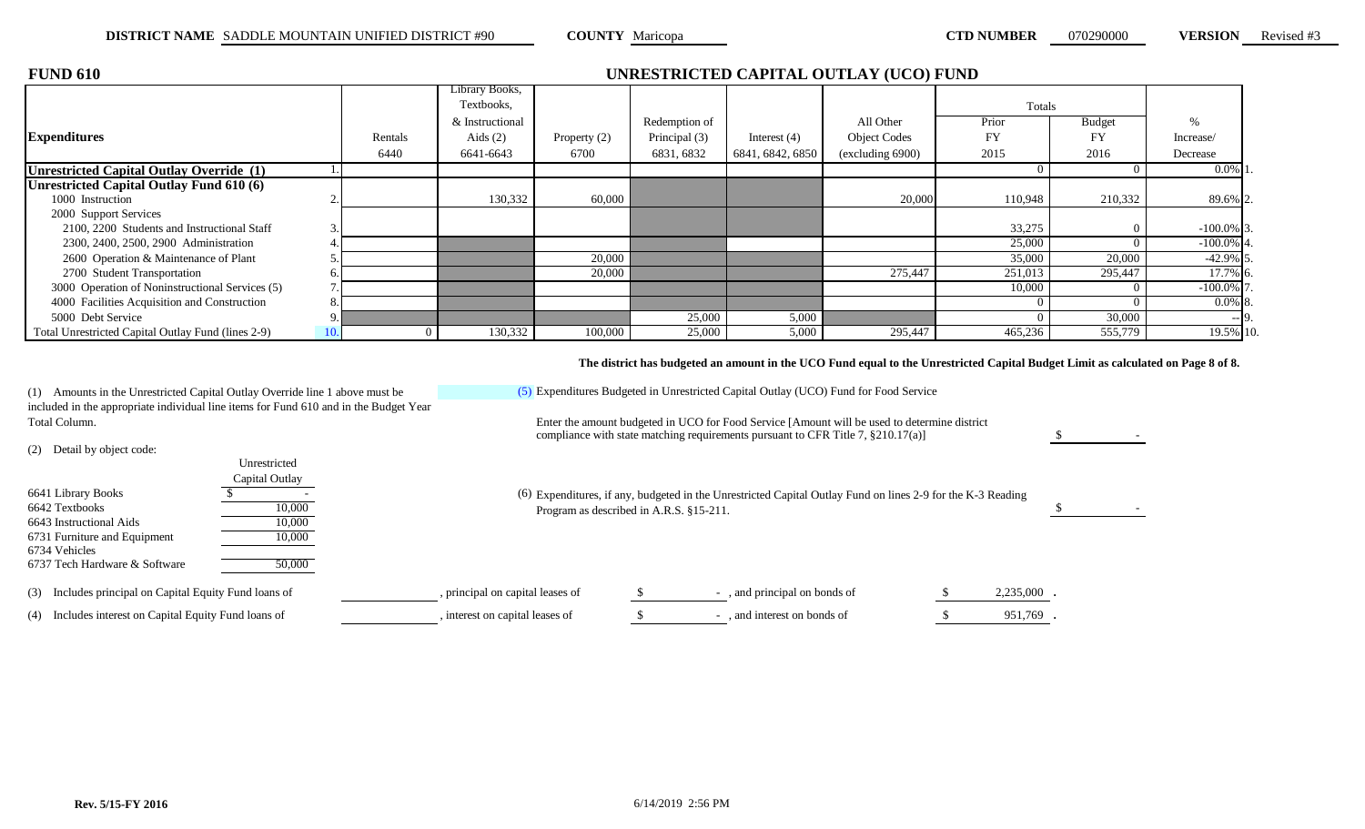**DISTRICT NAME** SADDLE MOUNTAIN UNIFIED DISTRICT #90 **COUNTY** Maricopa **CTD NUMBER** 070290000 **VERSION** Revised #3

## FUND 610

## UNRESTRICTED CAPITAL OUTLAY (UCO) FUND

| Expenditures | | Rentals 6440 | Library Books, Textbooks, & Instructional Aids (2) 6641-6643 | Property (2) 6700 | Redemption of Principal (3) 6831, 6832 | Interest (4) 6841, 6842, 6850 | All Other Object Codes (excluding 6900) | Totals Prior FY 2015 | Totals Budget FY 2016 | % Increase/ Decrease | |
|---|---|---|---|---|---|---|---|---|---|---|---|
| **Unrestricted Capital Outlay Override (1)** | 1. | | | | | | | 0 | 0 | 0.0% | 1. |
| **Unrestricted Capital Outlay Fund 610 (6)** | | | | | | | | | | | |
| 1000 Instruction | 2. | | 130,332 | 60,000 | | | 20,000 | 110,948 | 210,332 | 89.6% | 2. |
| 2000 Support Services | | | | | | | | | | | |
| 2100, 2200 Students and Instructional Staff | 3. | | | | | | | 33,275 | 0 | -100.0% | 3. |
| 2300, 2400, 2500, 2900 Administration | 4. | | | | | | | 25,000 | 0 | -100.0% | 4. |
| 2600 Operation & Maintenance of Plant | 5. | | | 20,000 | | | | 35,000 | 20,000 | -42.9% | 5. |
| 2700 Student Transportation | 6. | | | 20,000 | | | 275,447 | 251,013 | 295,447 | 17.7% | 6. |
| 3000 Operation of Noninstructional Services (5) | 7. | | | | | | | 10,000 | 0 | -100.0% | 7. |
| 4000 Facilities Acquisition and Construction | 8. | | | | | | | 0 | 0 | 0.0% | 8. |
| 5000 Debt Service | 9. | | | | 25,000 | 5,000 | | 0 | 30,000 | -- | 9. |
| Total Unrestricted Capital Outlay Fund (lines 2-9) | 10. | 0 | 130,332 | 100,000 | 25,000 | 5,000 | 295,447 | 465,236 | 555,779 | 19.5% | 10. |

**The district has budgeted an amount in the UCO Fund equal to the Unrestricted Capital Budget Limit as calculated on Page 8 of 8.**

(1) Amounts in the Unrestricted Capital Outlay Override line 1 above must be included in the appropriate individual line items for Fund 610 and in the Budget Year Total Column.

(2) Detail by object code:

| | Unrestricted Capital Outlay |
|---|---|
| 6641 Library Books | $ - |
| 6642 Textbooks | 10,000 |
| 6643 Instructional Aids | 10,000 |
| 6731 Furniture and Equipment | 10,000 |
| 6734 Vehicles | |
| 6737 Tech Hardware & Software | 50,000 |

(5) Expenditures Budgeted in Unrestricted Capital Outlay (UCO) Fund for Food Service

Enter the amount budgeted in UCO for Food Service [Amount will be used to determine district compliance with state matching requirements pursuant to CFR Title 7, §210.17(a)] $ -

(6) Expenditures, if any, budgeted in the Unrestricted Capital Outlay Fund on lines 2-9 for the K-3 Reading Program as described in A.R.S. §15-211. $ -

(3) Includes principal on Capital Equity Fund loans of ________, principal on capital leases of $ - , and principal on bonds of $ 2,235,000 .

(4) Includes interest on Capital Equity Fund loans of ________, interest on capital leases of $ - , and interest on bonds of $ 951,769 .

Rev. 5/15-FY 2016 6/14/2019 2:56 PM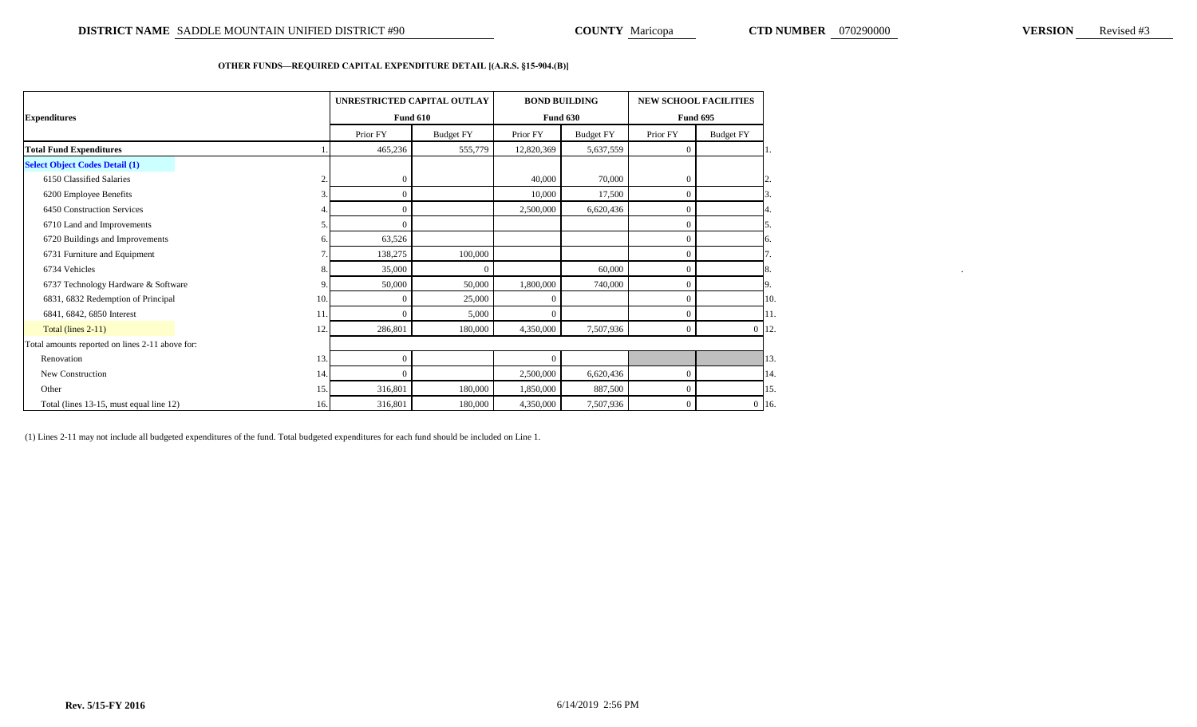**DISTRICT NAME** SADDLE MOUNTAIN UNIFIED DISTRICT #90 **COUNTY** Maricopa **CTD NUMBER** 070290000 **VERSION** Revised #3

**OTHER FUNDS—REQUIRED CAPITAL EXPENDITURE DETAIL [(A.R.S. §15-904.(B)]**

| Expenditures | | UNRESTRICTED CAPITAL OUTLAY Fund 610 | | BOND BUILDING Fund 630 | | NEW SCHOOL FACILITIES Fund 695 | | |
|---|---|---|---|---|---|---|---|---|
| | | Prior FY | Budget FY | Prior FY | Budget FY | Prior FY | Budget FY | |
| **Total Fund Expenditures** | 1. | 465,236 | 555,779 | 12,820,369 | 5,637,559 | 0 | | 1. |
| **Select Object Codes Detail (1)** | | | | | | | | |
| 6150 Classified Salaries | 2. | 0 | | 40,000 | 70,000 | 0 | | 2. |
| 6200 Employee Benefits | 3. | 0 | | 10,000 | 17,500 | 0 | | 3. |
| 6450 Construction Services | 4. | 0 | | 2,500,000 | 6,620,436 | 0 | | 4. |
| 6710 Land and Improvements | 5. | 0 | | | | 0 | | 5. |
| 6720 Buildings and Improvements | 6. | 63,526 | | | | 0 | | 6. |
| 6731 Furniture and Equipment | 7. | 138,275 | 100,000 | | | 0 | | 7. |
| 6734 Vehicles | 8. | 35,000 | 0 | | 60,000 | 0 | | 8. |
| 6737 Technology Hardware & Software | 9. | 50,000 | 50,000 | 1,800,000 | 740,000 | 0 | | 9. |
| 6831, 6832 Redemption of Principal | 10. | 0 | 25,000 | 0 | | 0 | | 10. |
| 6841, 6842, 6850 Interest | 11. | 0 | 5,000 | 0 | | 0 | | 11. |
| Total (lines 2-11) | 12. | 286,801 | 180,000 | 4,350,000 | 7,507,936 | 0 | 0 | 12. |
| Total amounts reported on lines 2-11 above for: | | | | | | | | |
| Renovation | 13. | 0 | | 0 | | | | 13. |
| New Construction | 14. | 0 | | 2,500,000 | 6,620,436 | 0 | | 14. |
| Other | 15. | 316,801 | 180,000 | 1,850,000 | 887,500 | 0 | | 15. |
| Total (lines 13-15, must equal line 12) | 16. | 316,801 | 180,000 | 4,350,000 | 7,507,936 | 0 | 0 | 16. |

(1) Lines 2-11 may not include all budgeted expenditures of the fund. Total budgeted expenditures for each fund should be included on Line 1.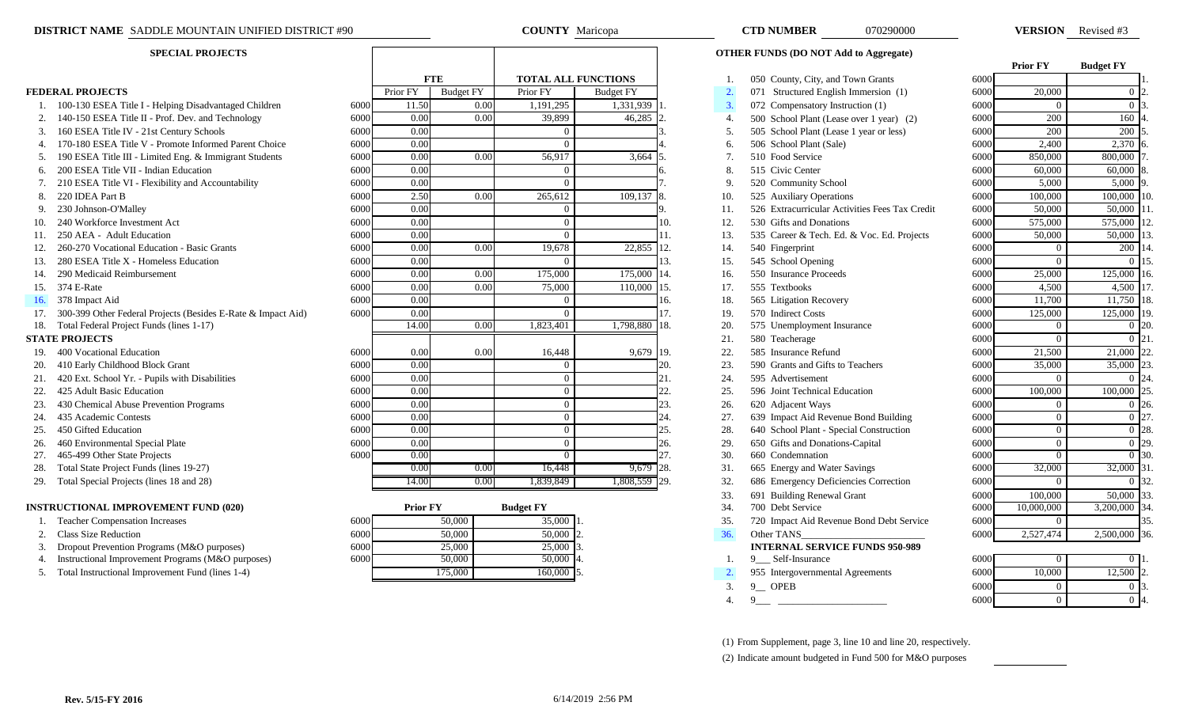**DISTRICT NAME** SADDLE MOUNTAIN UNIFIED DISTRICT #90 **COUNTY** Maricopa **CTD NUMBER** 070290000 **VERSION** Revised #3

## SPECIAL PROJECTS

| | | | FTE | | TOTAL ALL FUNCTIONS | | |
|---|---|---|---|---|---|---|---|
| **FEDERAL PROJECTS** | | | Prior FY | Budget FY | Prior FY | Budget FY | |
| 1. | 100-130 ESEA Title I - Helping Disadvantaged Children | 6000 | 11.50 | 0.00 | 1,191,295 | 1,331,939 | 1. |
| 2. | 140-150 ESEA Title II - Prof. Dev. and Technology | 6000 | 0.00 | 0.00 | 39,899 | 46,285 | 2. |
| 3. | 160 ESEA Title IV - 21st Century Schools | 6000 | 0.00 | | 0 | | 3. |
| 4. | 170-180 ESEA Title V - Promote Informed Parent Choice | 6000 | 0.00 | | 0 | | 4. |
| 5. | 190 ESEA Title III - Limited Eng. & Immigrant Students | 6000 | 0.00 | 0.00 | 56,917 | 3,664 | 5. |
| 6. | 200 ESEA Title VII - Indian Education | 6000 | 0.00 | | 0 | | 6. |
| 7. | 210 ESEA Title VI - Flexibility and Accountability | 6000 | 0.00 | | 0 | | 7. |
| 8. | 220 IDEA Part B | 6000 | 2.50 | 0.00 | 265,612 | 109,137 | 8. |
| 9. | 230 Johnson-O'Malley | 6000 | 0.00 | | 0 | | 9. |
| 10. | 240 Workforce Investment Act | 6000 | 0.00 | | 0 | | 10. |
| 11. | 250 AEA - Adult Education | 6000 | 0.00 | | 0 | | 11. |
| 12. | 260-270 Vocational Education - Basic Grants | 6000 | 0.00 | 0.00 | 19,678 | 22,855 | 12. |
| 13. | 280 ESEA Title X - Homeless Education | 6000 | 0.00 | | 0 | | 13. |
| 14. | 290 Medicaid Reimbursement | 6000 | 0.00 | 0.00 | 175,000 | 175,000 | 14. |
| 15. | 374 E-Rate | 6000 | 0.00 | 0.00 | 75,000 | 110,000 | 15. |
| 16. | 378 Impact Aid | 6000 | 0.00 | | 0 | | 16. |
| 17. | 300-399 Other Federal Projects (Besides E-Rate & Impact Aid) | 6000 | 0.00 | | 0 | | 17. |
| 18. | Total Federal Project Funds (lines 1-17) | | 14.00 | 0.00 | 1,823,401 | 1,798,880 | 18. |
| **STATE PROJECTS** | | | | | | | |
| 19. | 400 Vocational Education | 6000 | 0.00 | 0.00 | 16,448 | 9,679 | 19. |
| 20. | 410 Early Childhood Block Grant | 6000 | 0.00 | | 0 | | 20. |
| 21. | 420 Ext. School Yr. - Pupils with Disabilities | 6000 | 0.00 | | 0 | | 21. |
| 22. | 425 Adult Basic Education | 6000 | 0.00 | | 0 | | 22. |
| 23. | 430 Chemical Abuse Prevention Programs | 6000 | 0.00 | | 0 | | 23. |
| 24. | 435 Academic Contests | 6000 | 0.00 | | 0 | | 24. |
| 25. | 450 Gifted Education | 6000 | 0.00 | | 0 | | 25. |
| 26. | 460 Environmental Special Plate | 6000 | 0.00 | | 0 | | 26. |
| 27. | 465-499 Other State Projects | 6000 | 0.00 | | 0 | | 27. |
| 28. | Total State Project Funds (lines 19-27) | | 0.00 | 0.00 | 16,448 | 9,679 | 28. |
| 29. | Total Special Projects (lines 18 and 28) | | 14.00 | 0.00 | 1,839,849 | 1,808,559 | 29. |

## INSTRUCTIONAL IMPROVEMENT FUND (020)

| | | | Prior FY | Budget FY | |
|---|---|---|---|---|---|
| 1. | Teacher Compensation Increases | 6000 | 50,000 | 35,000 | 1. |
| 2. | Class Size Reduction | 6000 | 50,000 | 50,000 | 2. |
| 3. | Dropout Prevention Programs (M&O purposes) | 6000 | 25,000 | 25,000 | 3. |
| 4. | Instructional Improvement Programs (M&O purposes) | 6000 | 50,000 | 50,000 | 4. |
| 5. | Total Instructional Improvement Fund (lines 1-4) | | 175,000 | 160,000 | 5. |

## OTHER FUNDS (DO NOT Add to Aggregate)

| | | | Prior FY | Budget FY | |
|---|---|---|---|---|---|
| 1. | 050 County, City, and Town Grants | 6000 | | | 1. |
| 2. | 071 Structured English Immersion (1) | 6000 | 20,000 | 0 | 2. |
| 3. | 072 Compensatory Instruction (1) | 6000 | 0 | 0 | 3. |
| 4. | 500 School Plant (Lease over 1 year) (2) | 6000 | 200 | 160 | 4. |
| 5. | 505 School Plant (Lease 1 year or less) | 6000 | 200 | 200 | 5. |
| 6. | 506 School Plant (Sale) | 6000 | 2,400 | 2,370 | 6. |
| 7. | 510 Food Service | 6000 | 850,000 | 800,000 | 7. |
| 8. | 515 Civic Center | 6000 | 60,000 | 60,000 | 8. |
| 9. | 520 Community School | 6000 | 5,000 | 5,000 | 9. |
| 10. | 525 Auxiliary Operations | 6000 | 100,000 | 100,000 | 10. |
| 11. | 526 Extracurricular Activities Fees Tax Credit | 6000 | 50,000 | 50,000 | 11. |
| 12. | 530 Gifts and Donations | 6000 | 575,000 | 575,000 | 12. |
| 13. | 535 Career & Tech. Ed. & Voc. Ed. Projects | 6000 | 50,000 | 50,000 | 13. |
| 14. | 540 Fingerprint | 6000 | 0 | 200 | 14. |
| 15. | 545 School Opening | 6000 | 0 | 0 | 15. |
| 16. | 550 Insurance Proceeds | 6000 | 25,000 | 125,000 | 16. |
| 17. | 555 Textbooks | 6000 | 4,500 | 4,500 | 17. |
| 18. | 565 Litigation Recovery | 6000 | 11,700 | 11,750 | 18. |
| 19. | 570 Indirect Costs | 6000 | 125,000 | 125,000 | 19. |
| 20. | 575 Unemployment Insurance | 6000 | 0 | 0 | 20. |
| 21. | 580 Teacherage | 6000 | 0 | 0 | 21. |
| 22. | 585 Insurance Refund | 6000 | 21,500 | 21,000 | 22. |
| 23. | 590 Grants and Gifts to Teachers | 6000 | 35,000 | 35,000 | 23. |
| 24. | 595 Advertisement | 6000 | 0 | 0 | 24. |
| 25. | 596 Joint Technical Education | 6000 | 100,000 | 100,000 | 25. |
| 26. | 620 Adjacent Ways | 6000 | 0 | 0 | 26. |
| 27. | 639 Impact Aid Revenue Bond Building | 6000 | 0 | 0 | 27. |
| 28. | 640 School Plant - Special Construction | 6000 | 0 | 0 | 28. |
| 29. | 650 Gifts and Donations-Capital | 6000 | 0 | 0 | 29. |
| 30. | 660 Condemnation | 6000 | 0 | 0 | 30. |
| 31. | 665 Energy and Water Savings | 6000 | 32,000 | 32,000 | 31. |
| 32. | 686 Emergency Deficiencies Correction | 6000 | 0 | 0 | 32. |
| 33. | 691 Building Renewal Grant | 6000 | 100,000 | 50,000 | 33. |
| 34. | 700 Debt Service | 6000 | 10,000,000 | 3,200,000 | 34. |
| 35. | 720 Impact Aid Revenue Bond Debt Service | 6000 | 0 | | 35. |
| 36. | Other TANS________________________ | 6000 | 2,527,474 | 2,500,000 | 36. |
| | **INTERNAL SERVICE FUNDS 950-989** | | | | |
| 1. | 9___ Self-Insurance | 6000 | 0 | 0 | 1. |
| 2. | 955 Intergovernmental Agreements | 6000 | 10,000 | 12,500 | 2. |
| 3. | 9__ OPEB | 6000 | 0 | 0 | 3. |
| 4. | 9___ ____________________ | 6000 | 0 | 0 | 4. |

(1) From Supplement, page 3, line 10 and line 20, respectively.

(2) Indicate amount budgeted in Fund 500 for M&O purposes ____________

Rev. 5/15-FY 2016 6/14/2019 2:56 PM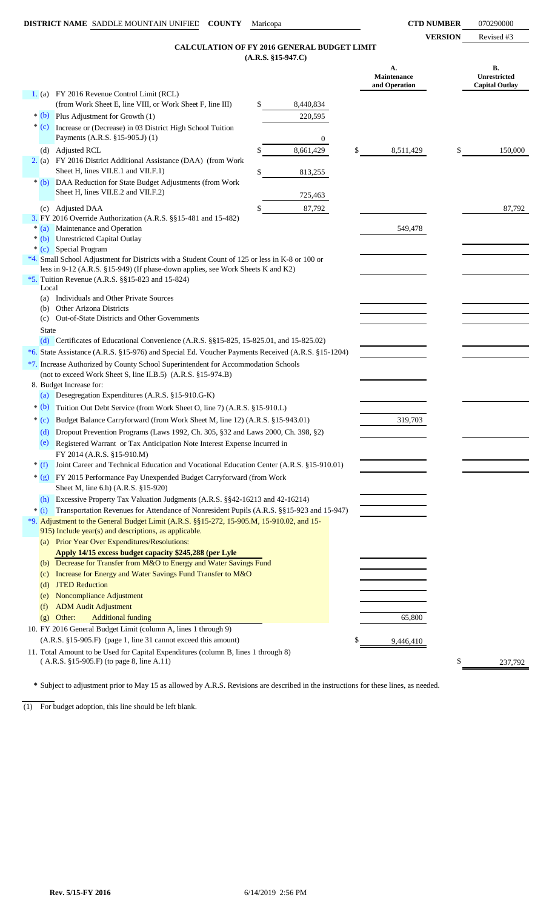**DISTRICT NAME** SADDLE MOUNTAIN UNIFIED **COUNTY** Maricopa **CTD NUMBER** 070290000

**VERSION** Revised #3

## CALCULATION OF FY 2016 GENERAL BUDGET LIMIT
**(A.R.S. §15-947.C)**

| | | | A. Maintenance and Operation | B. Unrestricted Capital Outlay |
|---|---|---|---|---|
| 1. (a) | FY 2016 Revenue Control Limit (RCL) (from Work Sheet E, line VIII, or Work Sheet F, line III) | $ 8,440,834 | | |
| * (b) | Plus Adjustment for Growth (1) | 220,595 | | |
| * (c) | Increase or (Decrease) in 03 District High School Tuition Payments (A.R.S. §15-905.J) (1) | 0 | | |
| (d) | Adjusted RCL | $ 8,661,429 | $ 8,511,429 | $ 150,000 |
| 2. (a) | FY 2016 District Additional Assistance (DAA) (from Work Sheet H, lines VII.E.1 and VII.F.1) | $ 813,255 | | |
| * (b) | DAA Reduction for State Budget Adjustments (from Work Sheet H, lines VII.E.2 and VII.F.2) | 725,463 | | |
| (c) | Adjusted DAA | $ 87,792 | | 87,792 |
| 3. | FY 2016 Override Authorization (A.R.S. §§15-481 and 15-482) | | | |
| * (a) | Maintenance and Operation | | 549,478 | |
| * (b) | Unrestricted Capital Outlay | | | |
| * (c) | Special Program | | | |
| *4. | Small School Adjustment for Districts with a Student Count of 125 or less in K-8 or 100 or less in 9-12 (A.R.S. §15-949) (If phase-down applies, see Work Sheets K and K2) | | | |
| *5. | Tuition Revenue (A.R.S. §§15-823 and 15-824) | | | |
| | Local | | | |
| (a) | Individuals and Other Private Sources | | | |
| (b) | Other Arizona Districts | | | |
| (c) | Out-of-State Districts and Other Governments | | | |
| | State | | | |
| (d) | Certificates of Educational Convenience (A.R.S. §§15-825, 15-825.01, and 15-825.02) | | | |
| *6. | State Assistance (A.R.S. §15-976) and Special Ed. Voucher Payments Received (A.R.S. §15-1204) | | | |
| *7. | Increase Authorized by County School Superintendent for Accommodation Schools (not to exceed Work Sheet S, line II.B.5) (A.R.S. §15-974.B) | | | |
| 8. | Budget Increase for: | | | |
| (a) | Desegregation Expenditures (A.R.S. §15-910.G-K) | | | |
| * (b) | Tuition Out Debt Service (from Work Sheet O, line 7) (A.R.S. §15-910.L) | | | |
| * (c) | Budget Balance Carryforward (from Work Sheet M, line 12) (A.R.S. §15-943.01) | | 319,703 | |
| (d) | Dropout Prevention Programs (Laws 1992, Ch. 305, §32 and Laws 2000, Ch. 398, §2) | | | |
| (e) | Registered Warrant or Tax Anticipation Note Interest Expense Incurred in FY 2014 (A.R.S. §15-910.M) | | | |
| * (f) | Joint Career and Technical Education and Vocational Education Center (A.R.S. §15-910.01) | | | |
| * (g) | FY 2015 Performance Pay Unexpended Budget Carryforward (from Work Sheet M, line 6.h) (A.R.S. §15-920) | | | |
| (h) | Excessive Property Tax Valuation Judgments (A.R.S. §§42-16213 and 42-16214) | | | |
| * (i) | Transportation Revenues for Attendance of Nonresident Pupils (A.R.S. §§15-923 and 15-947) | | | |
| *9. | Adjustment to the General Budget Limit (A.R.S. §§15-272, 15-905.M, 15-910.02, and 15-915) Include year(s) and descriptions, as applicable. | | | |
| (a) | Prior Year Over Expenditures/Resolutions: **Apply 14/15 excess budget capacity $245,288 (per Lyle** | | | |
| (b) | Decrease for Transfer from M&O to Energy and Water Savings Fund | | | |
| (c) | Increase for Energy and Water Savings Fund Transfer to M&O | | | |
| (d) | JTED Reduction | | | |
| (e) | Noncompliance Adjustment | | | |
| (f) | ADM Audit Adjustment | | | |
| (g) | Other: Additional funding | | 65,800 | |
| 10. | FY 2016 General Budget Limit (column A, lines 1 through 9) (A.R.S. §15-905.F) (page 1, line 31 cannot exceed this amount) | | $ 9,446,410 | |
| 11. | Total Amount to be Used for Capital Expenditures (column B, lines 1 through 8) ( A.R.S. §15-905.F) (to page 8, line A.11) | | | $ 237,792 |

**\*** Subject to adjustment prior to May 15 as allowed by A.R.S. Revisions are described in the instructions for these lines, as needed.

(1) For budget adoption, this line should be left blank.

Rev. 5/15-FY 2016 6/14/2019 2:56 PM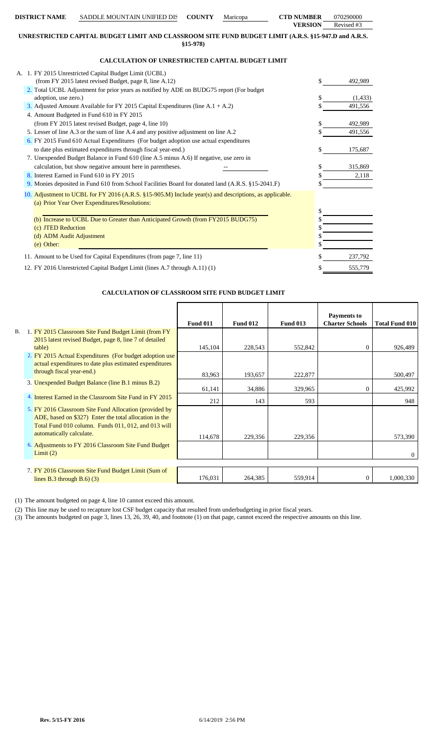**DISTRICT NAME** SADDLE MOUNTAIN UNIFIED DIS **COUNTY** Maricopa **CTD NUMBER** 070290000 **VERSION** Revised #3

## UNRESTRICTED CAPITAL BUDGET LIMIT AND CLASSROOM SITE FUND BUDGET LIMIT (A.R.S. §15-947.D and A.R.S. §15-978)

### CALCULATION OF UNRESTRICTED CAPITAL BUDGET LIMIT

| | | |
|---|---|---|
| A. 1. FY 2015 Unrestricted Capital Budget Limit (UCBL) (from FY 2015 latest revised Budget, page 8, line A.12) | $ | 492,989 |
| 2. Total UCBL Adjustment for prior years as notified by ADE on BUDG75 report (For budget adoption, use zero.) | $ | (1,433) |
| 3. Adjusted Amount Available for FY 2015 Capital Expenditures (line A.1 + A.2) | $ | 491,556 |
| 4. Amount Budgeted in Fund 610 in FY 2015 (from FY 2015 latest revised Budget, page 4, line 10) | $ | 492,989 |
| 5. Lesser of line A.3 or the sum of line A.4 and any positive adjustment on line A.2 | $ | 491,556 |
| 6. FY 2015 Fund 610 Actual Expenditures (For budget adoption use actual expenditures to date plus estimated expenditures through fiscal year-end.) | $ | 175,687 |
| 7. Unexpended Budget Balance in Fund 610 (line A.5 minus A.6) If negative, use zero in calculation, but show negative amount here in parentheses. -- | $ | 315,869 |
| 8. Interest Earned in Fund 610 in FY 2015 | $ | 2,118 |
| 9. Monies deposited in Fund 610 from School Facilities Board for donated land (A.R.S. §15-2041.F) | $ | |
| 10. Adjustment to UCBL for FY 2016 (A.R.S. §15-905.M) Include year(s) and descriptions, as applicable. | | |
| (a) Prior Year Over Expenditures/Resolutions: | $ | |
| (b) Increase to UCBL Due to Greater than Anticipated Growth (from FY2015 BUDG75) | $ | |
| (c) JTED Reduction | $ | |
| (d) ADM Audit Adjustment | $ | |
| (e) Other: | $ | |
| 11. Amount to be Used for Capital Expenditures (from page 7, line 11) | $ | 237,792 |
| 12. FY 2016 Unrestricted Capital Budget Limit (lines A.7 through A.11) (1) | $ | 555,779 |

### CALCULATION OF CLASSROOM SITE FUND BUDGET LIMIT

| | Fund 011 | Fund 012 | Fund 013 | Payments to Charter Schools | Total Fund 010 |
|---|---|---|---|---|---|
| B. 1. FY 2015 Classroom Site Fund Budget Limit (from FY 2015 latest revised Budget, page 8, line 7 of detailed table) | 145,104 | 228,543 | 552,842 | 0 | 926,489 |
| 2. FY 2015 Actual Expenditures (For budget adoption use actual expenditures to date plus estimated expenditures through fiscal year-end.) | 83,963 | 193,657 | 222,877 | | 500,497 |
| 3. Unexpended Budget Balance (line B.1 minus B.2) | 61,141 | 34,886 | 329,965 | 0 | 425,992 |
| 4. Interest Earned in the Classroom Site Fund in FY 2015 | 212 | 143 | 593 | | 948 |
| 5. FY 2016 Classroom Site Fund Allocation (provided by ADE, based on $327) Enter the total allocation in the Total Fund 010 column. Funds 011, 012, and 013 will automatically calculate. | 114,678 | 229,356 | 229,356 | | 573,390 |
| 6. Adjustments to FY 2016 Classroom Site Fund Budget Limit (2) | | | | | 0 |
| 7. FY 2016 Classroom Site Fund Budget Limit (Sum of lines B.3 through B.6) (3) | 176,031 | 264,385 | 559,914 | 0 | 1,000,330 |

(1) The amount budgeted on page 4, line 10 cannot exceed this amount.

(2) This line may be used to recapture lost CSF budget capacity that resulted from underbudgeting in prior fiscal years.

(3) The amounts budgeted on page 3, lines 13, 26, 39, 40, and footnote (1) on that page, cannot exceed the respective amounts on this line.

Rev. 5/15-FY 2016 6/14/2019 2:56 PM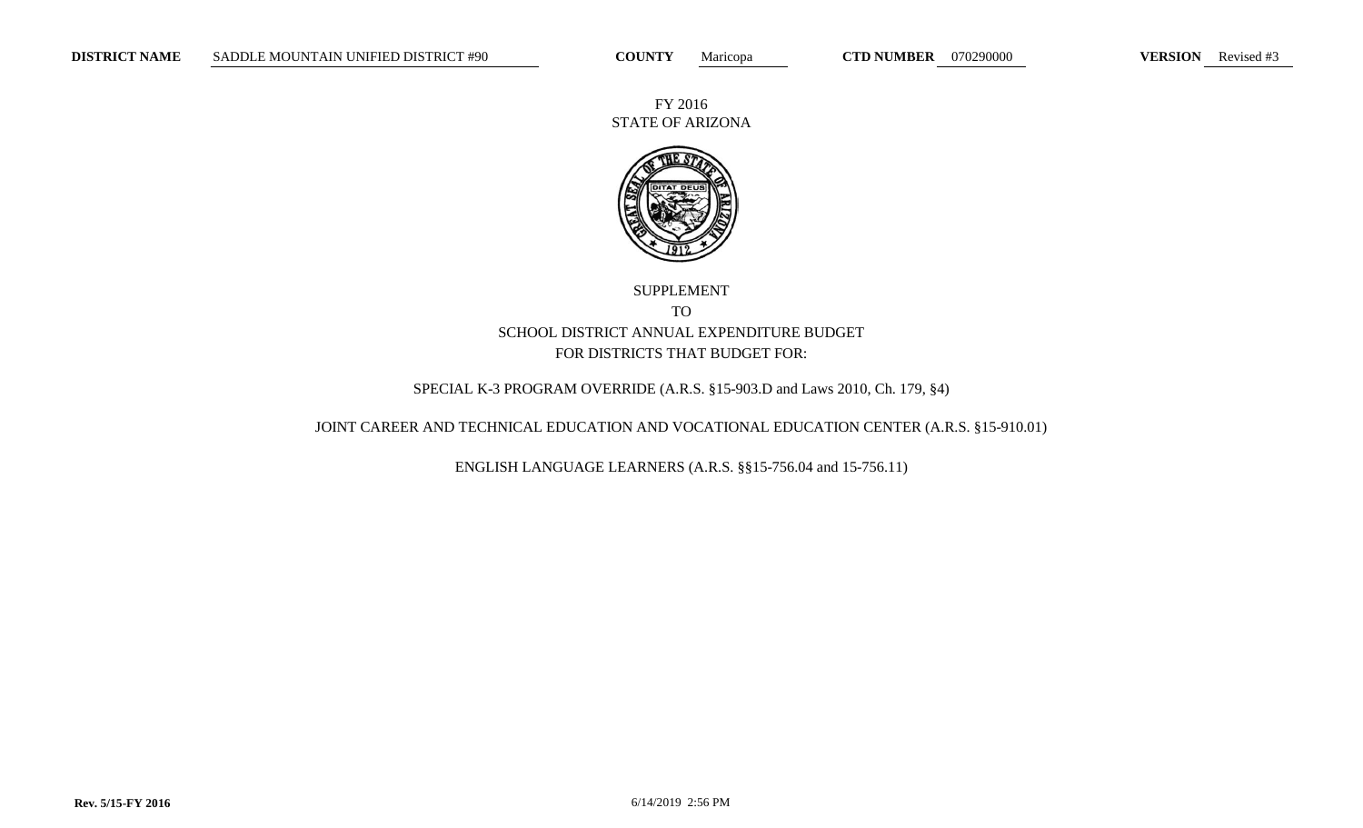**DISTRICT NAME** SADDLE MOUNTAIN UNIFIED DISTRICT #90 **COUNTY** Maricopa **CTD NUMBER** 070290000 **VERSION** Revised #3

FY 2016
STATE OF ARIZONA

SUPPLEMENT
TO
SCHOOL DISTRICT ANNUAL EXPENDITURE BUDGET
FOR DISTRICTS THAT BUDGET FOR:

SPECIAL K-3 PROGRAM OVERRIDE (A.R.S. §15-903.D and Laws 2010, Ch. 179, §4)

JOINT CAREER AND TECHNICAL EDUCATION AND VOCATIONAL EDUCATION CENTER (A.R.S. §15-910.01)

ENGLISH LANGUAGE LEARNERS (A.R.S. §§15-756.04 and 15-756.11)

**Rev. 5/15-FY 2016** 6/14/2019 2:56 PM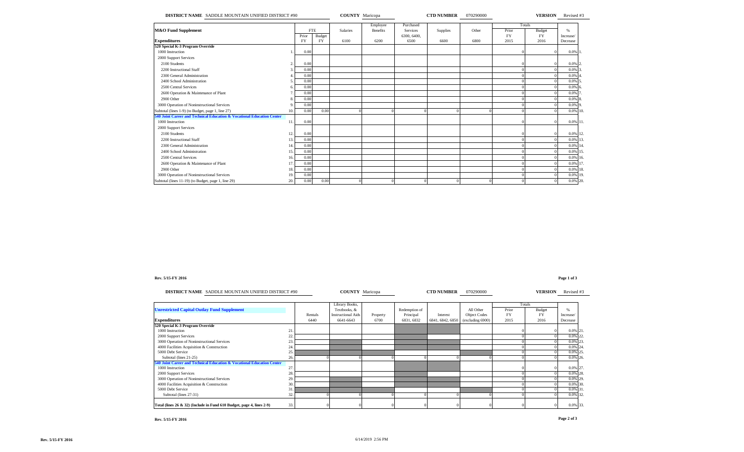**DISTRICT NAME** SADDLE MOUNTAIN UNIFIED DISTRICT #90 **COUNTY** Maricopa **CTD NUMBER** 070290000 **VERSION** Revised #3

| M&O Fund Supplement | | FTE | | Salaries | Employee Benefits | Purchased Services | Supplies | Other | Totals | | % | |
|---|---|---|---|---|---|---|---|---|---|---|---|---|
| | | Prior FY | Budget FY | | | 6300, 6400, | | | Prior FY | Budget FY | Increase/ | |
| **Expenditures** | | | | 6100 | 6200 | 6500 | 6600 | 6800 | 2015 | 2016 | Decrease | |
| **520 Special K-3 Program Override** | | | | | | | | | | | | |
| 1000 Instruction | 1. | 0.00 | | | | | | | 0 | 0 | 0.0% | 1. |
| 2000 Support Services | | | | | | | | | | | | |
| 2100 Students | 2. | 0.00 | | | | | | | 0 | 0 | 0.0% | 2. |
| 2200 Instructional Staff | 3. | 0.00 | | | | | | | 0 | 0 | 0.0% | 3. |
| 2300 General Administration | 4. | 0.00 | | | | | | | 0 | 0 | 0.0% | 4. |
| 2400 School Administration | 5. | 0.00 | | | | | | | 0 | 0 | 0.0% | 5. |
| 2500 Central Services | 6. | 0.00 | | | | | | | 0 | 0 | 0.0% | 6. |
| 2600 Operation & Maintenance of Plant | 7. | 0.00 | | | | | | | 0 | 0 | 0.0% | 7. |
| 2900 Other | 8. | 0.00 | | | | | | | 0 | 0 | 0.0% | 8. |
| 3000 Operation of Noninstructional Services | 9. | 0.00 | | | | | | | 0 | 0 | 0.0% | 9. |
| Subtotal (lines 1-9) (to Budget, page 1, line 27) | 10. | 0.00 | 0.00 | 0 | 0 | 0 | 0 | 0 | 0 | 0 | 0.0% | 10. |
| **540 Joint Career and Technical Education & Vocational Education Center** | | | | | | | | | | | | |
| 1000 Instruction | 11. | 0.00 | | | | | | | 0 | 0 | 0.0% | 11. |
| 2000 Support Services | | | | | | | | | | | | |
| 2100 Students | 12. | 0.00 | | | | | | | 0 | 0 | 0.0% | 12. |
| 2200 Instructional Staff | 13. | 0.00 | | | | | | | 0 | 0 | 0.0% | 13. |
| 2300 General Administration | 14. | 0.00 | | | | | | | 0 | 0 | 0.0% | 14. |
| 2400 School Administration | 15. | 0.00 | | | | | | | 0 | 0 | 0.0% | 15. |
| 2500 Central Services | 16. | 0.00 | | | | | | | 0 | 0 | 0.0% | 16. |
| 2600 Operation & Maintenance of Plant | 17. | 0.00 | | | | | | | 0 | 0 | 0.0% | 17. |
| 2900 Other | 18. | 0.00 | | | | | | | 0 | 0 | 0.0% | 18. |
| 3000 Operation of Noninstructional Services | 19. | 0.00 | | | | | | | 0 | 0 | 0.0% | 19. |
| Subtotal (lines 11-19) (to Budget, page 1, line 29) | 20. | 0.00 | 0.00 | 0 | 0 | 0 | 0 | 0 | 0 | 0 | 0.0% | 20. |

**Rev. 5/15-FY 2016** **Page 1 of 3**

**DISTRICT NAME** SADDLE MOUNTAIN UNIFIED DISTRICT #90 **COUNTY** Maricopa **CTD NUMBER** 070290000 **VERSION** Revised #3

| Unrestricted Capital Outlay Fund Supplement | | Rentals | Library Books, Textbooks, & Instructional Aids | Property | Redemption of Principal | Interest | All Other Object Codes | Totals | | % | |
|---|---|---|---|---|---|---|---|---|---|---|---|
| | | | | | | | | Prior FY | Budget FY | Increase/ | |
| **Expenditures** | | 6440 | 6641-6643 | 6700 | 6831, 6832 | 6841, 6842, 6850 | (excluding 6900) | 2015 | 2016 | Decrease | |
| **520 Special K-3 Program Override** | | | | | | | | | | | |
| 1000 Instruction | 21. | | | | | | | 0 | 0 | 0.0% | 21. |
| 2000 Support Services | 22. | | | | | | | 0 | 0 | 0.0% | 22. |
| 3000 Operation of Noninstructional Services | 23. | | | | | | | 0 | 0 | 0.0% | 23. |
| 4000 Facilities Acquisition & Construction | 24. | | | | | | | 0 | 0 | 0.0% | 24. |
| 5000 Debt Service | 25. | | | | | | | 0 | 0 | 0.0% | 25. |
| Subtotal (lines 21-25) | 26. | 0 | 0 | 0 | 0 | 0 | 0 | 0 | 0 | 0.0% | 26. |
| **540 Joint Career and Technical Education & Vocational Education Center** | | | | | | | | | | | |
| 1000 Instruction | 27. | | | | | | | 0 | 0 | 0.0% | 27. |
| 2000 Support Services | 28. | | | | | | | 0 | 0 | 0.0% | 28. |
| 3000 Operation of Noninstructional Services | 29. | | | | | | | 0 | 0 | 0.0% | 29. |
| 4000 Facilities Acquisition & Construction | 30. | | | | | | | 0 | 0 | 0.0% | 30. |
| 5000 Debt Service | 31. | | | | | | | 0 | 0 | 0.0% | 31. |
| Subtotal (lines 27-31) | 32. | 0 | 0 | 0 | 0 | 0 | 0 | 0 | 0 | 0.0% | 32. |
| **Total (lines 26 & 32) (Include in Fund 610 Budget, page 4, lines 2-9)** | 33. | 0 | 0 | 0 | 0 | 0 | 0 | 0 | 0 | 0.0% | 33. |

**Rev. 5/15-FY 2016** **Page 2 of 3**

6/14/2019 2:56 PM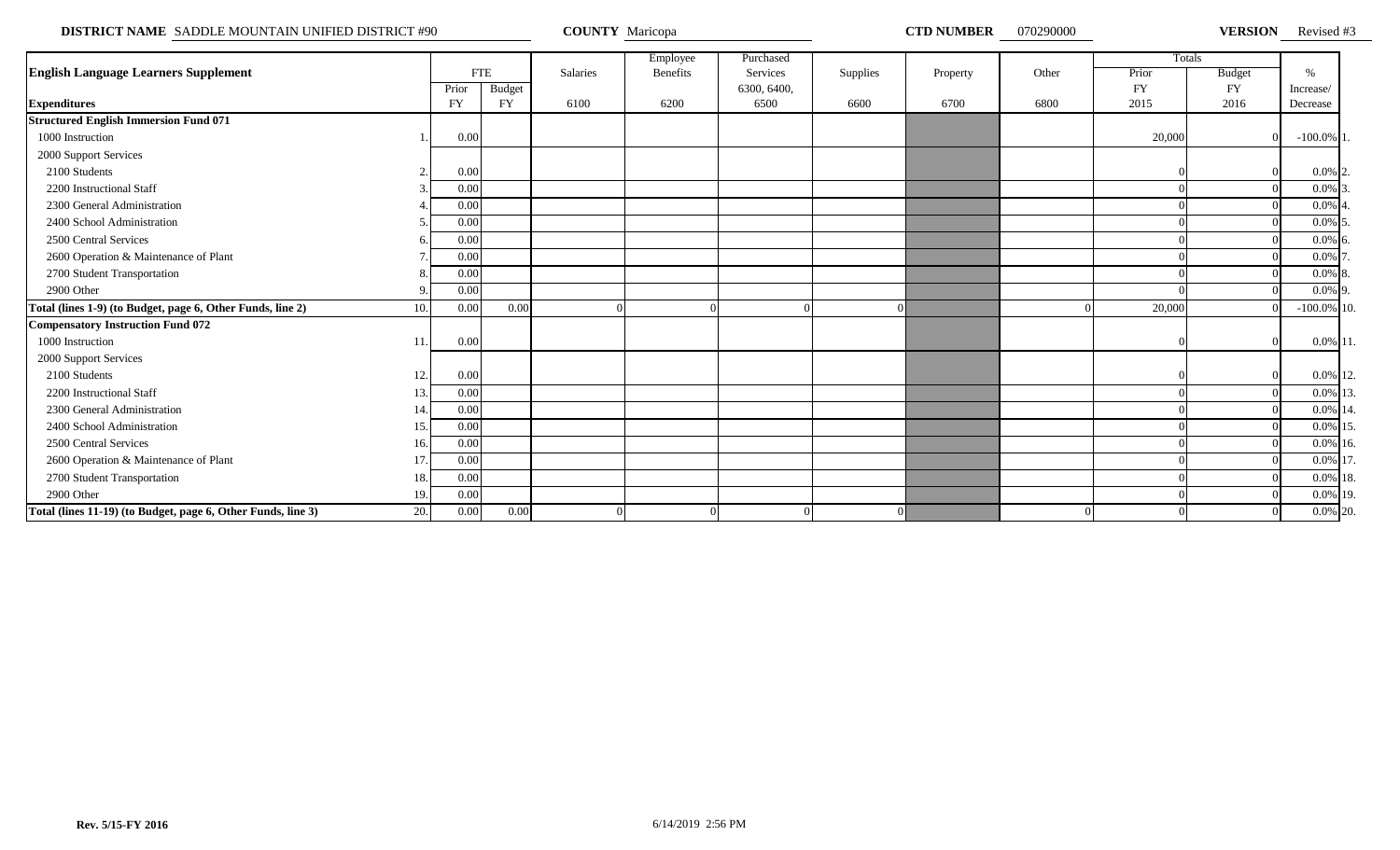**DISTRICT NAME** SADDLE MOUNTAIN UNIFIED DISTRICT #90 **COUNTY** Maricopa **CTD NUMBER** 070290000 **VERSION** Revised #3

| English Language Learners Supplement | | FTE | | Salaries | Employee Benefits | Purchased Services | Supplies | Property | Other | Totals | | % |
|---|---|---|---|---|---|---|---|---|---|---|---|---|
| | | Prior | Budget | | | 6300, 6400, | | | | Prior | Budget | Increase/ |
| **Expenditures** | | FY | FY | 6100 | 6200 | 6500 | 6600 | 6700 | 6800 | FY 2015 | FY 2016 | Decrease |
| **Structured English Immersion Fund 071** | | | | | | | | | | | | |
| 1000 Instruction | 1. | 0.00 | | | | | | | | 20,000 | 0 | -100.0% 1. |
| 2000 Support Services | | | | | | | | | | | | |
| 2100 Students | 2. | 0.00 | | | | | | | | 0 | 0 | 0.0% 2. |
| 2200 Instructional Staff | 3. | 0.00 | | | | | | | | 0 | 0 | 0.0% 3. |
| 2300 General Administration | 4. | 0.00 | | | | | | | | 0 | 0 | 0.0% 4. |
| 2400 School Administration | 5. | 0.00 | | | | | | | | 0 | 0 | 0.0% 5. |
| 2500 Central Services | 6. | 0.00 | | | | | | | | 0 | 0 | 0.0% 6. |
| 2600 Operation & Maintenance of Plant | 7. | 0.00 | | | | | | | | 0 | 0 | 0.0% 7. |
| 2700 Student Transportation | 8. | 0.00 | | | | | | | | 0 | 0 | 0.0% 8. |
| 2900 Other | 9. | 0.00 | | | | | | | | 0 | 0 | 0.0% 9. |
| **Total (lines 1-9) (to Budget, page 6, Other Funds, line 2)** | 10. | 0.00 | 0.00 | 0 | 0 | 0 | 0 | | 0 | 20,000 | 0 | -100.0% 10. |
| **Compensatory Instruction Fund 072** | | | | | | | | | | | | |
| 1000 Instruction | 11. | 0.00 | | | | | | | | 0 | 0 | 0.0% 11. |
| 2000 Support Services | | | | | | | | | | | | |
| 2100 Students | 12. | 0.00 | | | | | | | | 0 | 0 | 0.0% 12. |
| 2200 Instructional Staff | 13. | 0.00 | | | | | | | | 0 | 0 | 0.0% 13. |
| 2300 General Administration | 14. | 0.00 | | | | | | | | 0 | 0 | 0.0% 14. |
| 2400 School Administration | 15. | 0.00 | | | | | | | | 0 | 0 | 0.0% 15. |
| 2500 Central Services | 16. | 0.00 | | | | | | | | 0 | 0 | 0.0% 16. |
| 2600 Operation & Maintenance of Plant | 17. | 0.00 | | | | | | | | 0 | 0 | 0.0% 17. |
| 2700 Student Transportation | 18. | 0.00 | | | | | | | | 0 | 0 | 0.0% 18. |
| 2900 Other | 19. | 0.00 | | | | | | | | 0 | 0 | 0.0% 19. |
| **Total (lines 11-19) (to Budget, page 6, Other Funds, line 3)** | 20. | 0.00 | 0.00 | 0 | 0 | 0 | 0 | | 0 | 0 | 0 | 0.0% 20. |

**Rev. 5/15-FY 2016** 6/14/2019 2:56 PM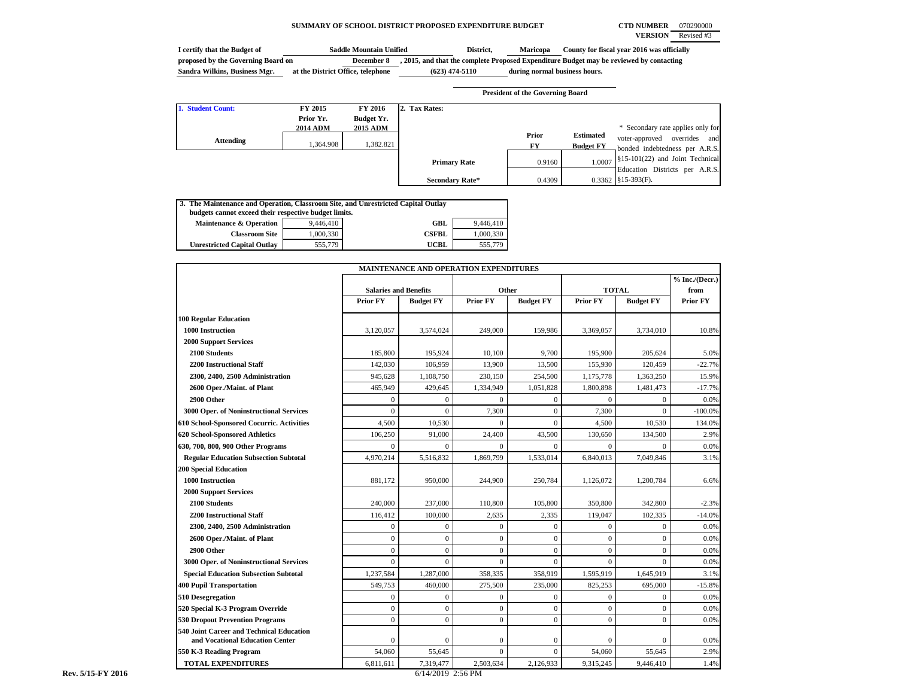# SUMMARY OF SCHOOL DISTRICT PROPOSED EXPENDITURE BUDGET

**CTD NUMBER** 070290000
**VERSION** Revised #3

I certify that the Budget of **Saddle Mountain Unified** District, **Maricopa** County for fiscal year 2016 was officially proposed by the Governing Board on **December 8**, 2015, and that the complete Proposed Expenditure Budget may be reviewed by contacting **Sandra Wilkins, Business Mgr.** at the District Office, telephone **(623) 474-5110** during normal business hours.

President of the Governing Board

| 1. Student Count: | FY 2015 Prior Yr. 2014 ADM | FY 2016 Budget Yr. 2015 ADM |
|---|---|---|
| Attending | 1,364.908 | 1,382.821 |

| 2. Tax Rates: | Prior FY | Estimated Budget FY |
|---|---|---|
| Primary Rate | 0.9160 | 1.0007 |
| Secondary Rate* | 0.4309 | 0.3362 |

* Secondary rate applies only for voter-approved overrides and bonded indebtedness per A.R.S. §15-101(22) and Joint Technical Education Districts per A.R.S. §15-393(F).

**3. The Maintenance and Operation, Classroom Site, and Unrestricted Capital Outlay budgets cannot exceed their respective budget limits.**

| | | | |
|---|---|---|---|
| Maintenance & Operation | 9,446,410 | GBL | 9,446,410 |
| Classroom Site | 1,000,330 | CSFBL | 1,000,330 |
| Unrestricted Capital Outlay | 555,779 | UCBL | 555,779 |

**MAINTENANCE AND OPERATION EXPENDITURES**

| | Salaries and Benefits | | Other | | TOTAL | | % Inc./(Decr.) from |
|---|---|---|---|---|---|---|---|
| | Prior FY | Budget FY | Prior FY | Budget FY | Prior FY | Budget FY | Prior FY |
| **100 Regular Education** | | | | | | | |
| 1000 Instruction | 3,120,057 | 3,574,024 | 249,000 | 159,986 | 3,369,057 | 3,734,010 | 10.8% |
| 2000 Support Services | | | | | | | |
| 2100 Students | 185,800 | 195,924 | 10,100 | 9,700 | 195,900 | 205,624 | 5.0% |
| 2200 Instructional Staff | 142,030 | 106,959 | 13,900 | 13,500 | 155,930 | 120,459 | -22.7% |
| 2300, 2400, 2500 Administration | 945,628 | 1,108,750 | 230,150 | 254,500 | 1,175,778 | 1,363,250 | 15.9% |
| 2600 Oper./Maint. of Plant | 465,949 | 429,645 | 1,334,949 | 1,051,828 | 1,800,898 | 1,481,473 | -17.7% |
| 2900 Other | 0 | 0 | 0 | 0 | 0 | 0 | 0.0% |
| 3000 Oper. of Noninstructional Services | 0 | 0 | 7,300 | 0 | 7,300 | 0 | -100.0% |
| 610 School-Sponsored Cocurric. Activities | 4,500 | 10,530 | 0 | 0 | 4,500 | 10,530 | 134.0% |
| 620 School-Sponsored Athletics | 106,250 | 91,000 | 24,400 | 43,500 | 130,650 | 134,500 | 2.9% |
| 630, 700, 800, 900 Other Programs | 0 | 0 | 0 | 0 | 0 | 0 | 0.0% |
| Regular Education Subsection Subtotal | 4,970,214 | 5,516,832 | 1,869,799 | 1,533,014 | 6,840,013 | 7,049,846 | 3.1% |
| **200 Special Education** | | | | | | | |
| 1000 Instruction | 881,172 | 950,000 | 244,900 | 250,784 | 1,126,072 | 1,200,784 | 6.6% |
| 2000 Support Services | | | | | | | |
| 2100 Students | 240,000 | 237,000 | 110,800 | 105,800 | 350,800 | 342,800 | -2.3% |
| 2200 Instructional Staff | 116,412 | 100,000 | 2,635 | 2,335 | 119,047 | 102,335 | -14.0% |
| 2300, 2400, 2500 Administration | 0 | 0 | 0 | 0 | 0 | 0 | 0.0% |
| 2600 Oper./Maint. of Plant | 0 | 0 | 0 | 0 | 0 | 0 | 0.0% |
| 2900 Other | 0 | 0 | 0 | 0 | 0 | 0 | 0.0% |
| 3000 Oper. of Noninstructional Services | 0 | 0 | 0 | 0 | 0 | 0 | 0.0% |
| Special Education Subsection Subtotal | 1,237,584 | 1,287,000 | 358,335 | 358,919 | 1,595,919 | 1,645,919 | 3.1% |
| **400 Pupil Transportation** | 549,753 | 460,000 | 275,500 | 235,000 | 825,253 | 695,000 | -15.8% |
| **510 Desegregation** | 0 | 0 | 0 | 0 | 0 | 0 | 0.0% |
| **520 Special K-3 Program Override** | 0 | 0 | 0 | 0 | 0 | 0 | 0.0% |
| **530 Dropout Prevention Programs** | 0 | 0 | 0 | 0 | 0 | 0 | 0.0% |
| **540 Joint Career and Technical Education and Vocational Education Center** | 0 | 0 | 0 | 0 | 0 | 0 | 0.0% |
| **550 K-3 Reading Program** | 54,060 | 55,645 | 0 | 0 | 54,060 | 55,645 | 2.9% |
| **TOTAL EXPENDITURES** | 6,811,611 | 7,319,477 | 2,503,634 | 2,126,933 | 9,315,245 | 9,446,410 | 1.4% |

Rev. 5/15-FY 2016

6/14/2019 2:56 PM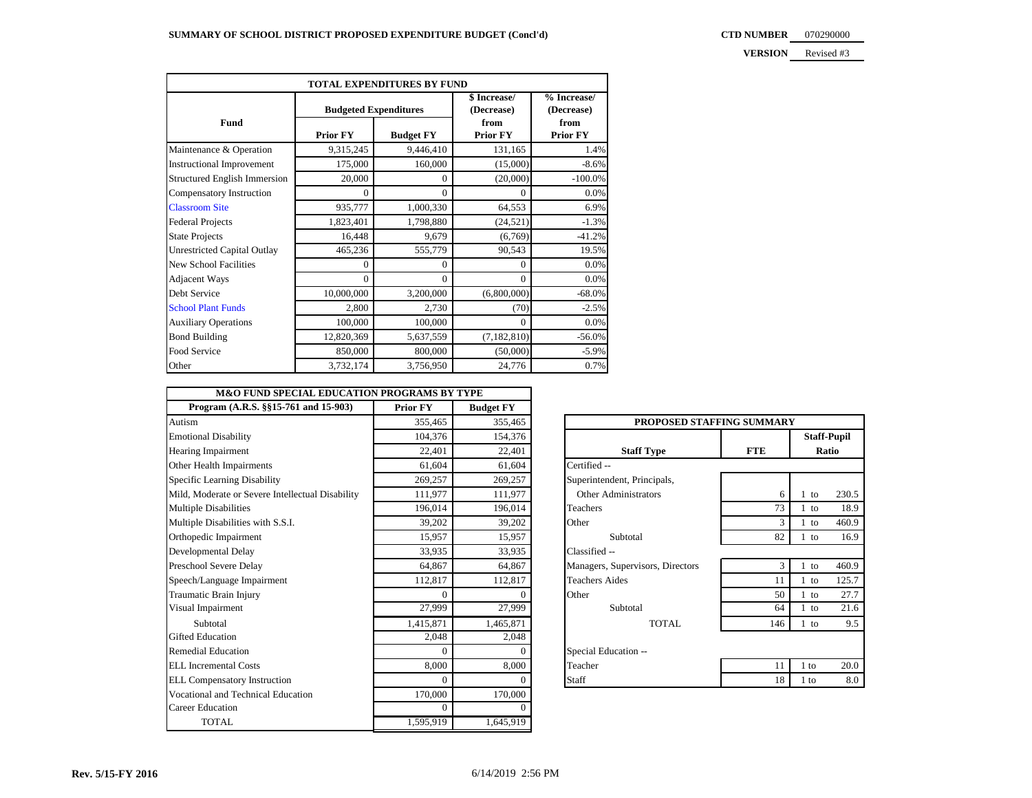## SUMMARY OF SCHOOL DISTRICT PROPOSED EXPENDITURE BUDGET (Concl'd)

**CTD NUMBER** 070290000

**VERSION** Revised #3

| TOTAL EXPENDITURES BY FUND | | | | |
|---|---|---|---|---|
| Fund | Budgeted Expenditures | | \$ Increase/ (Decrease) from | % Increase/ (Decrease) from |
| | Prior FY | Budget FY | Prior FY | Prior FY |
| Maintenance & Operation | 9,315,245 | 9,446,410 | 131,165 | 1.4% |
| Instructional Improvement | 175,000 | 160,000 | (15,000) | -8.6% |
| Structured English Immersion | 20,000 | 0 | (20,000) | -100.0% |
| Compensatory Instruction | 0 | 0 | 0 | 0.0% |
| Classroom Site | 935,777 | 1,000,330 | 64,553 | 6.9% |
| Federal Projects | 1,823,401 | 1,798,880 | (24,521) | -1.3% |
| State Projects | 16,448 | 9,679 | (6,769) | -41.2% |
| Unrestricted Capital Outlay | 465,236 | 555,779 | 90,543 | 19.5% |
| New School Facilities | 0 | 0 | 0 | 0.0% |
| Adjacent Ways | 0 | 0 | 0 | 0.0% |
| Debt Service | 10,000,000 | 3,200,000 | (6,800,000) | -68.0% |
| School Plant Funds | 2,800 | 2,730 | (70) | -2.5% |
| Auxiliary Operations | 100,000 | 100,000 | 0 | 0.0% |
| Bond Building | 12,820,369 | 5,637,559 | (7,182,810) | -56.0% |
| Food Service | 850,000 | 800,000 | (50,000) | -5.9% |
| Other | 3,732,174 | 3,756,950 | 24,776 | 0.7% |

| M&O FUND SPECIAL EDUCATION PROGRAMS BY TYPE | | |
|---|---|---|
| Program (A.R.S. §§15-761 and 15-903) | Prior FY | Budget FY |
| Autism | 355,465 | 355,465 |
| Emotional Disability | 104,376 | 154,376 |
| Hearing Impairment | 22,401 | 22,401 |
| Other Health Impairments | 61,604 | 61,604 |
| Specific Learning Disability | 269,257 | 269,257 |
| Mild, Moderate or Severe Intellectual Disability | 111,977 | 111,977 |
| Multiple Disabilities | 196,014 | 196,014 |
| Multiple Disabilities with S.S.I. | 39,202 | 39,202 |
| Orthopedic Impairment | 15,957 | 15,957 |
| Developmental Delay | 33,935 | 33,935 |
| Preschool Severe Delay | 64,867 | 64,867 |
| Speech/Language Impairment | 112,817 | 112,817 |
| Traumatic Brain Injury | 0 | 0 |
| Visual Impairment | 27,999 | 27,999 |
| Subtotal | 1,415,871 | 1,465,871 |
| Gifted Education | 2,048 | 2,048 |
| Remedial Education | 0 | 0 |
| ELL Incremental Costs | 8,000 | 8,000 |
| ELL Compensatory Instruction | 0 | 0 |
| Vocational and Technical Education | 170,000 | 170,000 |
| Career Education | 0 | 0 |
| TOTAL | 1,595,919 | 1,645,919 |

| PROPOSED STAFFING SUMMARY | | |
|---|---|---|
| Staff Type | FTE | Staff-Pupil Ratio |
| Certified -- | | |
| Superintendent, Principals, Other Administrators | 6 | 1 to 230.5 |
| Teachers | 73 | 1 to 18.9 |
| Other | 3 | 1 to 460.9 |
| Subtotal | 82 | 1 to 16.9 |
| Classified -- | | |
| Managers, Supervisors, Directors | 3 | 1 to 460.9 |
| Teachers Aides | 11 | 1 to 125.7 |
| Other | 50 | 1 to 27.7 |
| Subtotal | 64 | 1 to 21.6 |
| TOTAL | 146 | 1 to 9.5 |
| Special Education -- | | |
| Teacher | 11 | 1 to 20.0 |
| Staff | 18 | 1 to 8.0 |

Rev. 5/15-FY 2016

6/14/2019 2:56 PM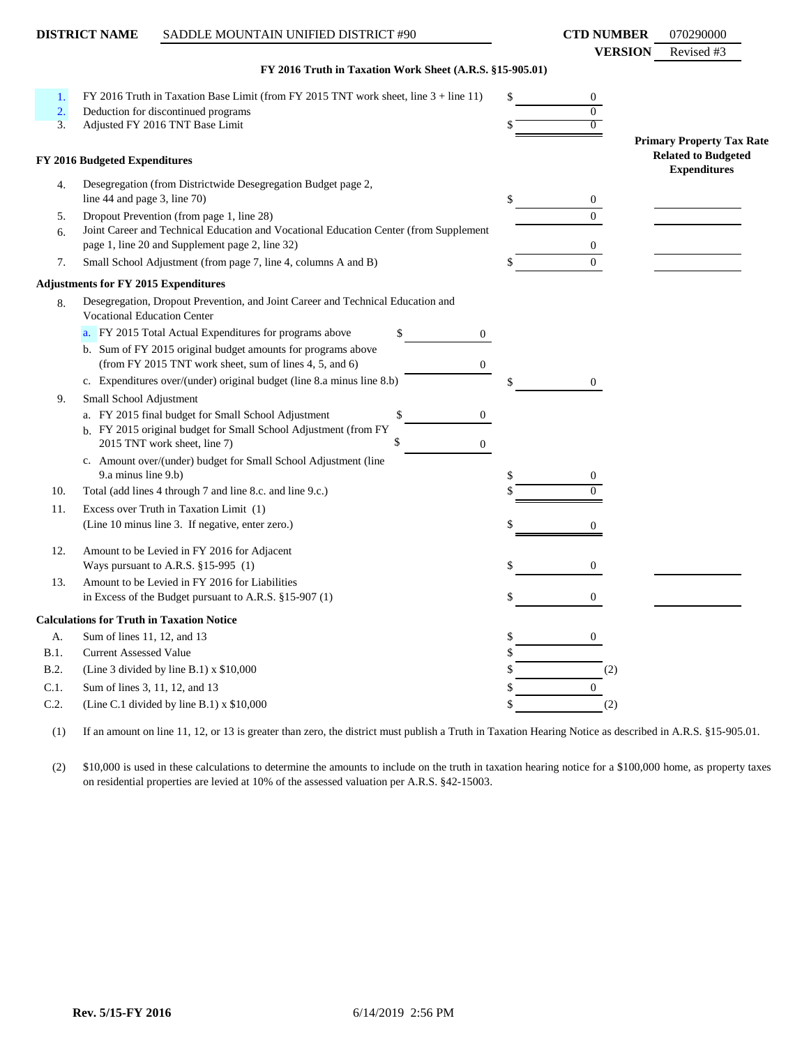**DISTRICT NAME** SADDLE MOUNTAIN UNIFIED DISTRICT #90

**CTD NUMBER** 070290000
**VERSION** Revised #3

**FY 2016 Truth in Taxation Work Sheet (A.R.S. §15-905.01)**

| | | | | |
|---|---|---|---|---|
| 1. | FY 2016 Truth in Taxation Base Limit (from FY 2015 TNT work sheet, line 3 + line 11) | | $ 0 | |
| 2. | Deduction for discontinued programs | | 0 | |
| 3. | Adjusted FY 2016 TNT Base Limit | | $ 0 | |
| | **FY 2016 Budgeted Expenditures** | | | **Primary Property Tax Rate Related to Budgeted Expenditures** |
| 4. | Desegregation (from Districtwide Desegregation Budget page 2, line 44 and page 3, line 70) | | $ 0 | |
| 5. | Dropout Prevention (from page 1, line 28) | | 0 | |
| 6. | Joint Career and Technical Education and Vocational Education Center (from Supplement page 1, line 20 and Supplement page 2, line 32) | | 0 | |
| 7. | Small School Adjustment (from page 7, line 4, columns A and B) | | $ 0 | |
| | **Adjustments for FY 2015 Expenditures** | | | |
| 8. | Desegregation, Dropout Prevention, and Joint Career and Technical Education and Vocational Education Center | | | |
| | a. FY 2015 Total Actual Expenditures for programs above | $ 0 | | |
| | b. Sum of FY 2015 original budget amounts for programs above (from FY 2015 TNT work sheet, sum of lines 4, 5, and 6) | 0 | | |
| | c. Expenditures over/(under) original budget (line 8.a minus line 8.b) | | $ 0 | |
| 9. | Small School Adjustment | | | |
| | a. FY 2015 final budget for Small School Adjustment | $ 0 | | |
| | b. FY 2015 original budget for Small School Adjustment (from FY 2015 TNT work sheet, line 7) | $ 0 | | |
| | c. Amount over/(under) budget for Small School Adjustment (line 9.a minus line 9.b) | | $ 0 | |
| 10. | Total (add lines 4 through 7 and line 8.c. and line 9.c.) | | $ 0 | |
| 11. | Excess over Truth in Taxation Limit (1) (Line 10 minus line 3. If negative, enter zero.) | | $ 0 | |
| 12. | Amount to be Levied in FY 2016 for Adjacent Ways pursuant to A.R.S. §15-995 (1) | | $ 0 | |
| 13. | Amount to be Levied in FY 2016 for Liabilities in Excess of the Budget pursuant to A.R.S. §15-907 (1) | | $ 0 | |
| | **Calculations for Truth in Taxation Notice** | | | |
| A. | Sum of lines 11, 12, and 13 | | $ 0 | |
| B.1. | Current Assessed Value | | $ | |
| B.2. | (Line 3 divided by line B.1) x $10,000 | | $ (2) | |
| C.1. | Sum of lines 3, 11, 12, and 13 | | $ 0 | |
| C.2. | (Line C.1 divided by line B.1) x $10,000 | | $ (2) | |

(1) If an amount on line 11, 12, or 13 is greater than zero, the district must publish a Truth in Taxation Hearing Notice as described in A.R.S. §15-905.01.

(2) $10,000 is used in these calculations to determine the amounts to include on the truth in taxation hearing notice for a $100,000 home, as property taxes on residential properties are levied at 10% of the assessed valuation per A.R.S. §42-15003.

**Rev. 5/15-FY 2016** 6/14/2019 2:56 PM